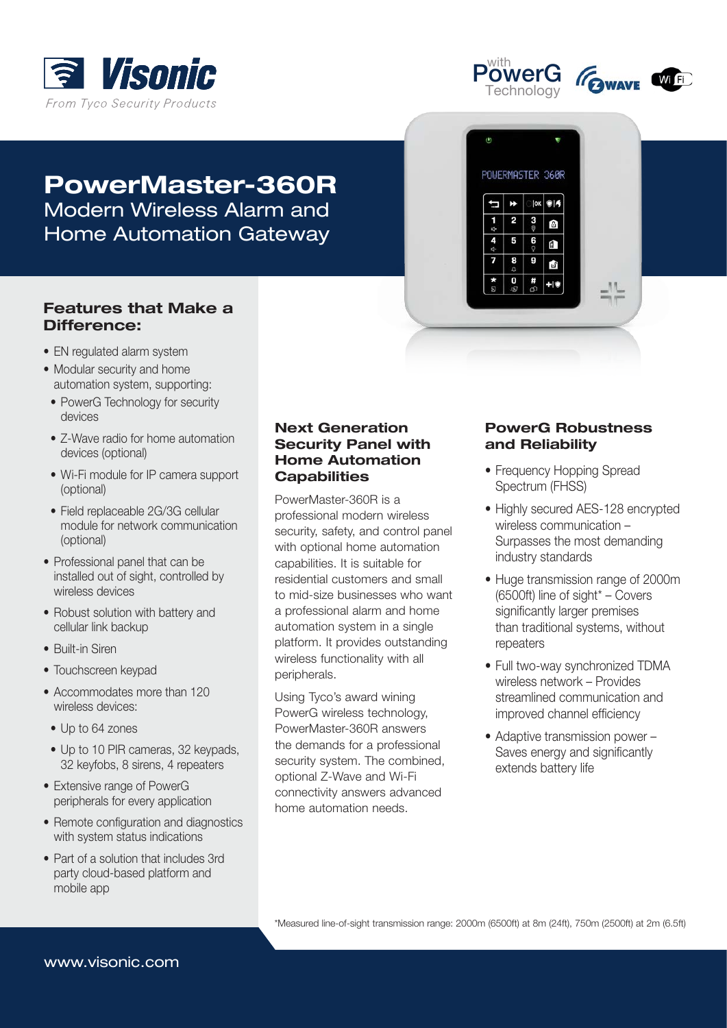Visonic

*From Tyco Security Products*

with PowerG Technology

# PowerMaster-360R

## Modern Wireless Alarm and Home Automation Gateway

### Features that Make a Difference:

- EN regulated alarm system
- Modular security and home automation system, supporting:
  - PowerG Technology for security devices
  - Z-Wave radio for home automation devices (optional)
  - Wi-Fi module for IP camera support (optional)
  - Field replaceable 2G/3G cellular module for network communication (optional)
- Professional panel that can be installed out of sight, controlled by wireless devices
- Robust solution with battery and cellular link backup
- Built-in Siren
- Touchscreen keypad
- Accommodates more than 120 wireless devices:
  - Up to 64 zones
  - Up to 10 PIR cameras, 32 keypads, 32 keyfobs, 8 sirens, 4 repeaters
- Extensive range of PowerG peripherals for every application
- Remote configuration and diagnostics with system status indications
- Part of a solution that includes 3rd party cloud-based platform and mobile app

### Next Generation Security Panel with Home Automation Capabilities

PowerMaster-360R is a professional modern wireless security, safety, and control panel with optional home automation capabilities. It is suitable for residential customers and small to mid-size businesses who want a professional alarm and home automation system in a single platform. It provides outstanding wireless functionality with all peripherals.

Using Tyco's award wining PowerG wireless technology, PowerMaster-360R answers the demands for a professional security system. The combined, optional Z-Wave and Wi-Fi connectivity answers advanced home automation needs.

### PowerG Robustness and Reliability

- Frequency Hopping Spread Spectrum (FHSS)
- Highly secured AES-128 encrypted wireless communication – Surpasses the most demanding industry standards
- Huge transmission range of 2000m (6500ft) line of sight* – Covers significantly larger premises than traditional systems, without repeaters
- Full two-way synchronized TDMA wireless network – Provides streamlined communication and improved channel efficiency
- Adaptive transmission power – Saves energy and significantly extends battery life

*Measured line-of-sight transmission range: 2000m (6500ft) at 8m (24ft), 750m (2500ft) at 2m (6.5ft)

www.visonic.com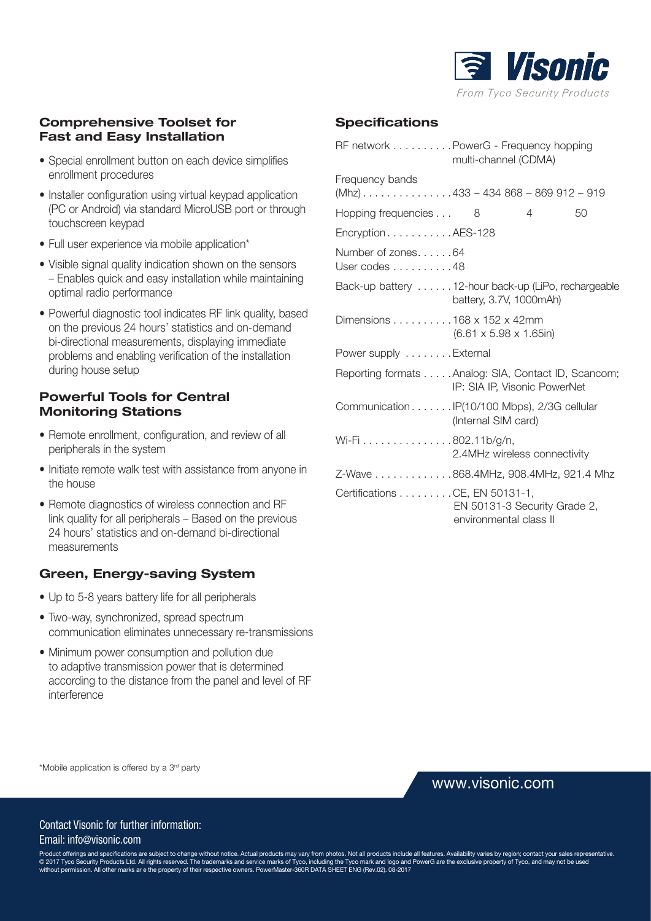## Comprehensive Toolset for Fast and Easy Installation

- Special enrollment button on each device simplifies enrollment procedures
- Installer configuration using virtual keypad application (PC or Android) via standard MicroUSB port or through touchscreen keypad
- Full user experience via mobile application*
- Visible signal quality indication shown on the sensors – Enables quick and easy installation while maintaining optimal radio performance
- Powerful diagnostic tool indicates RF link quality, based on the previous 24 hours' statistics and on-demand bi-directional measurements, displaying immediate problems and enabling verification of the installation during house setup

## Powerful Tools for Central Monitoring Stations

- Remote enrollment, configuration, and review of all peripherals in the system
- Initiate remote walk test with assistance from anyone in the house
- Remote diagnostics of wireless connection and RF link quality for all peripherals – Based on the previous 24 hours' statistics and on-demand bi-directional measurements

## Green, Energy-saving System

- Up to 5-8 years battery life for all peripherals
- Two-way, synchronized, spread spectrum communication eliminates unnecessary re-transmissions
- Minimum power consumption and pollution due to adaptive transmission power that is determined according to the distance from the panel and level of RF interference

## Specifications

| | | | |
|---|---|---|---|
| RF network | PowerG - Frequency hopping multi-channel (CDMA) | | |
| Frequency bands (Mhz) | 433 – 434 | 868 – 869 | 912 – 919 |
| Hopping frequencies | 8 | 4 | 50 |
| Encryption | AES-128 | | |
| Number of zones | 64 | | |
| User codes | 48 | | |
| Back-up battery | 12-hour back-up (LiPo, rechargeable battery, 3.7V, 1000mAh) | | |
| Dimensions | 168 x 152 x 42mm (6.61 x 5.98 x 1.65in) | | |
| Power supply | External | | |
| Reporting formats | Analog: SIA, Contact ID, Scancom; IP: SIA IP, Visonic PowerNet | | |
| Communication | IP(10/100 Mbps), 2/3G cellular (Internal SIM card) | | |
| Wi-Fi | 802.11b/g/n, 2.4MHz wireless connectivity | | |
| Z-Wave | 868.4MHz, 908.4MHz, 921.4 Mhz | | |
| Certifications | CE, EN 50131-1, EN 50131-3 Security Grade 2, environmental class II | | |

*Mobile application is offered by a 3rd party

www.visonic.com

Contact Visonic for further information:
Email: info@visonic.com

Product offerings and specifications are subject to change without notice. Actual products may vary from photos. Not all products include all features. Availability varies by region; contact your sales representative. © 2017 Tyco Security Products Ltd. All rights reserved. The trademarks and service marks of Tyco, including the Tyco mark and logo and PowerG are the exclusive property of Tyco, and may not be used without permission. All other marks ar e the property of their respective owners. PowerMaster-360R DATA SHEET ENG (Rev.02). 08-2017